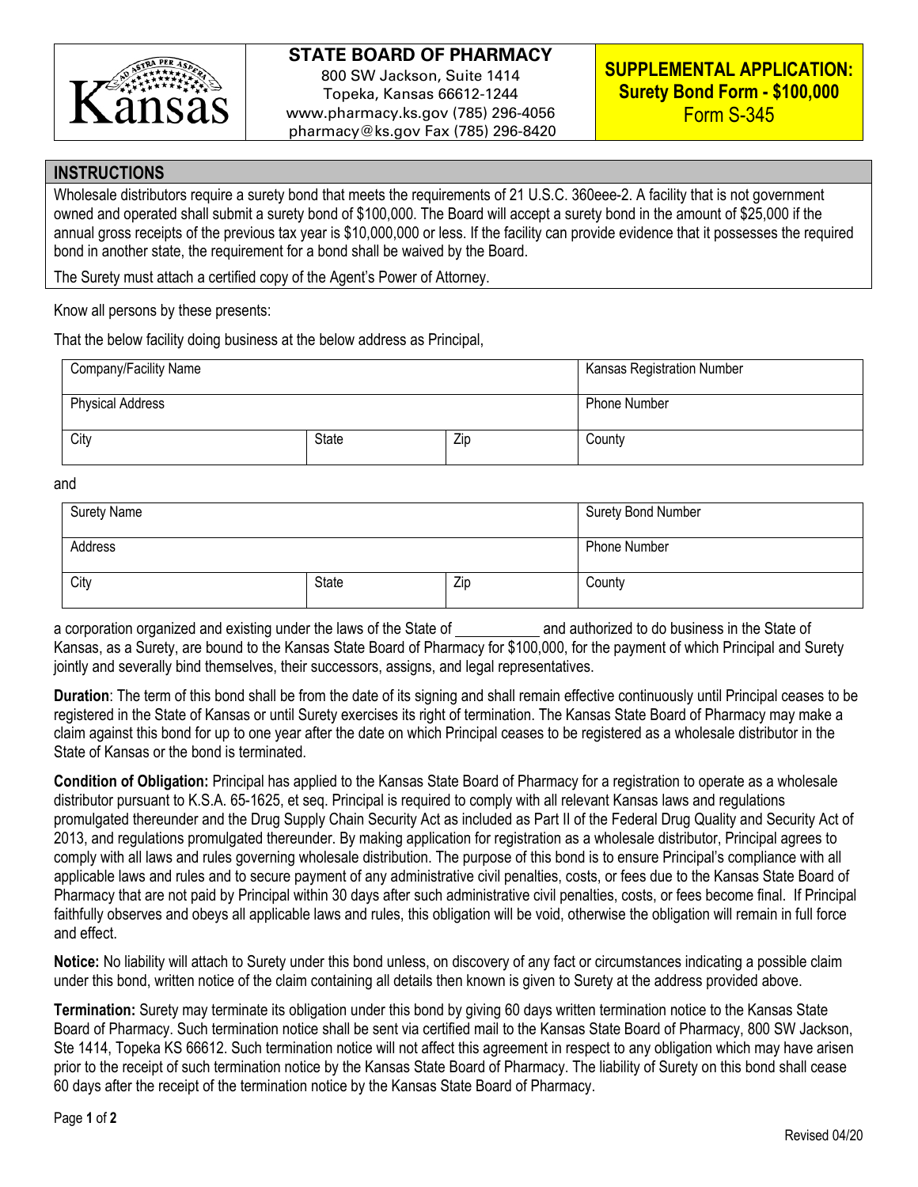Kansas

**STATE BOARD OF PHARMACY**
800 SW Jackson, Suite 1414
Topeka, Kansas 66612-1244
www.pharmacy.ks.gov (785) 296-4056
pharmacy@ks.gov Fax (785) 296-8420

**SUPPLEMENTAL APPLICATION: Surety Bond Form - $100,000**
Form S-345

## INSTRUCTIONS

Wholesale distributors require a surety bond that meets the requirements of 21 U.S.C. 360eee-2. A facility that is not government owned and operated shall submit a surety bond of $100,000. The Board will accept a surety bond in the amount of $25,000 if the annual gross receipts of the previous tax year is $10,000,000 or less. If the facility can provide evidence that it possesses the required bond in another state, the requirement for a bond shall be waived by the Board.

The Surety must attach a certified copy of the Agent's Power of Attorney.

Know all persons by these presents:

That the below facility doing business at the below address as Principal,

| Company/Facility Name | | | Kansas Registration Number |
|---|---|---|---|
| Physical Address | | | Phone Number |
| City | State | Zip | County |

and

| Surety Name | | | Surety Bond Number |
|---|---|---|---|
| Address | | | Phone Number |
| City | State | Zip | County |

a corporation organized and existing under the laws of the State of ___________ and authorized to do business in the State of Kansas, as a Surety, are bound to the Kansas State Board of Pharmacy for $100,000, for the payment of which Principal and Surety jointly and severally bind themselves, their successors, assigns, and legal representatives.

**Duration**: The term of this bond shall be from the date of its signing and shall remain effective continuously until Principal ceases to be registered in the State of Kansas or until Surety exercises its right of termination. The Kansas State Board of Pharmacy may make a claim against this bond for up to one year after the date on which Principal ceases to be registered as a wholesale distributor in the State of Kansas or the bond is terminated.

**Condition of Obligation:** Principal has applied to the Kansas State Board of Pharmacy for a registration to operate as a wholesale distributor pursuant to K.S.A. 65-1625, et seq. Principal is required to comply with all relevant Kansas laws and regulations promulgated thereunder and the Drug Supply Chain Security Act as included as Part II of the Federal Drug Quality and Security Act of 2013, and regulations promulgated thereunder. By making application for registration as a wholesale distributor, Principal agrees to comply with all laws and rules governing wholesale distribution. The purpose of this bond is to ensure Principal's compliance with all applicable laws and rules and to secure payment of any administrative civil penalties, costs, or fees due to the Kansas State Board of Pharmacy that are not paid by Principal within 30 days after such administrative civil penalties, costs, or fees become final. If Principal faithfully observes and obeys all applicable laws and rules, this obligation will be void, otherwise the obligation will remain in full force and effect.

**Notice:** No liability will attach to Surety under this bond unless, on discovery of any fact or circumstances indicating a possible claim under this bond, written notice of the claim containing all details then known is given to Surety at the address provided above.

**Termination:** Surety may terminate its obligation under this bond by giving 60 days written termination notice to the Kansas State Board of Pharmacy. Such termination notice shall be sent via certified mail to the Kansas State Board of Pharmacy, 800 SW Jackson, Ste 1414, Topeka KS 66612. Such termination notice will not affect this agreement in respect to any obligation which may have arisen prior to the receipt of such termination notice by the Kansas State Board of Pharmacy. The liability of Surety on this bond shall cease 60 days after the receipt of the termination notice by the Kansas State Board of Pharmacy.

Revised 04/20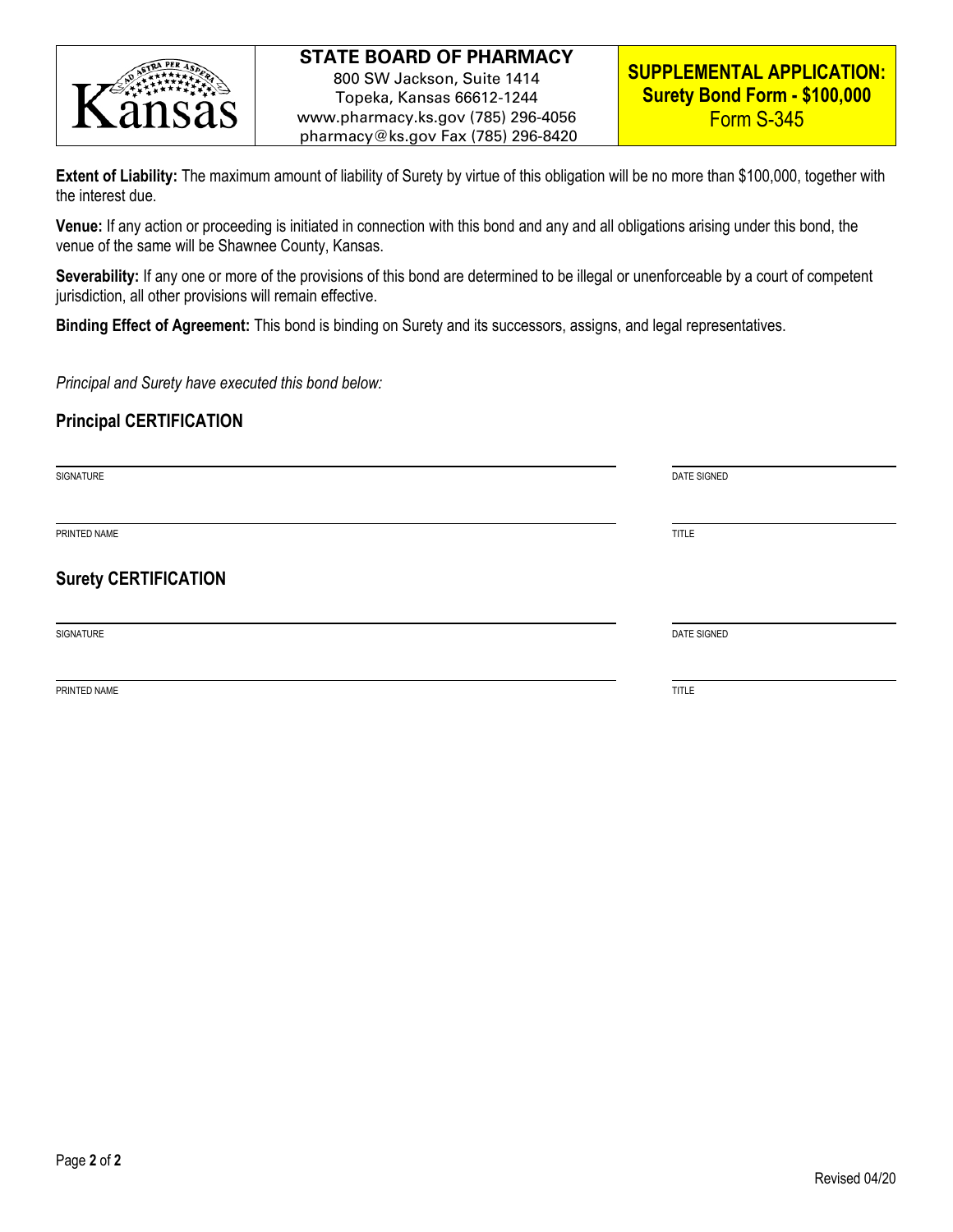| | | |
|---|---|---|
| Kansas | **STATE BOARD OF PHARMACY**<br>800 SW Jackson, Suite 1414<br>Topeka, Kansas 66612-1244<br>www.pharmacy.ks.gov (785) 296-4056<br>pharmacy@ks.gov Fax (785) 296-8420 | **SUPPLEMENTAL APPLICATION: Surety Bond Form - $100,000**<br>Form S-345 |

**Extent of Liability:** The maximum amount of liability of Surety by virtue of this obligation will be no more than $100,000, together with the interest due.

**Venue:** If any action or proceeding is initiated in connection with this bond and any and all obligations arising under this bond, the venue of the same will be Shawnee County, Kansas.

**Severability:** If any one or more of the provisions of this bond are determined to be illegal or unenforceable by a court of competent jurisdiction, all other provisions will remain effective.

**Binding Effect of Agreement:** This bond is binding on Surety and its successors, assigns, and legal representatives.

*Principal and Surety have executed this bond below:*

## Principal CERTIFICATION

SIGNATURE _______________________ DATE SIGNED _______________________

PRINTED NAME _______________________ TITLE _______________________

## Surety CERTIFICATION

SIGNATURE _______________________ DATE SIGNED _______________________

PRINTED NAME _______________________ TITLE _______________________

Revised 04/20